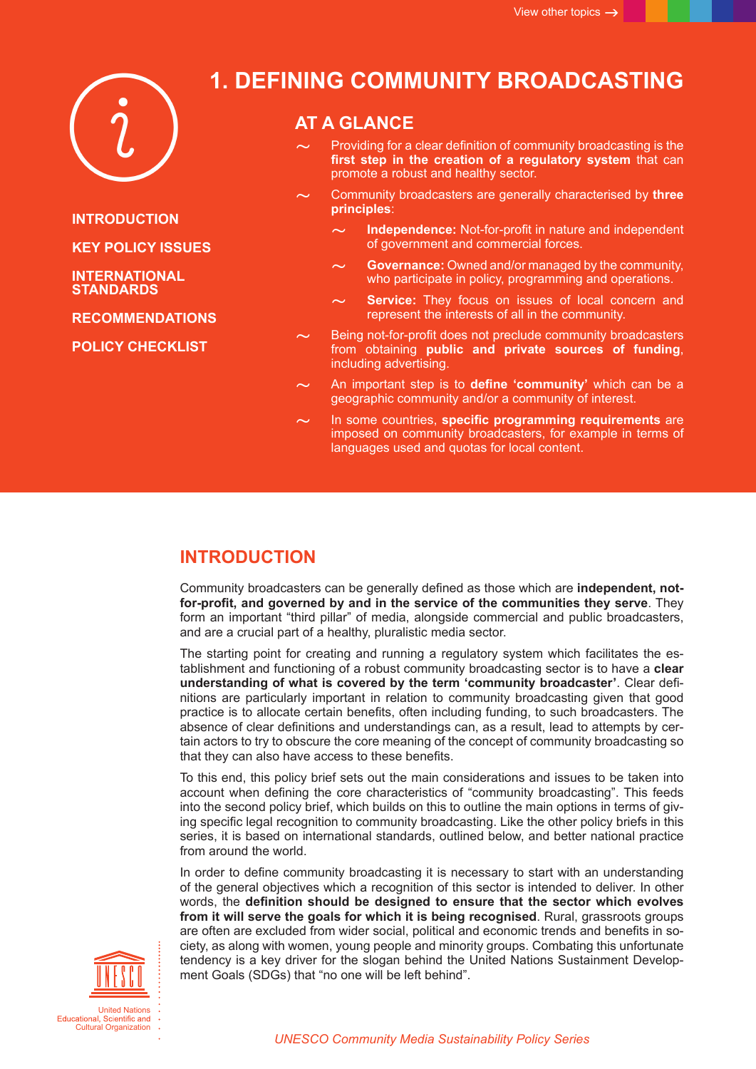# 1. DEFINING COMMUNITY BROADCASTING

INTRODUCTION

KEY POLICY ISSUES

INTERNATIONAL STANDARDS

RECOMMENDATIONS

POLICY CHECKLIST

## AT A GLANCE

- Providing for a clear definition of community broadcasting is the **first step in the creation of a regulatory system** that can promote a robust and healthy sector.
- Community broadcasters are generally characterised by **three principles**:
  - **Independence:** Not-for-profit in nature and independent of government and commercial forces.
  - **Governance:** Owned and/or managed by the community, who participate in policy, programming and operations.
  - **Service:** They focus on issues of local concern and represent the interests of all in the community.
- Being not-for-profit does not preclude community broadcasters from obtaining **public and private sources of funding**, including advertising.
- An important step is to **define 'community'** which can be a geographic community and/or a community of interest.
- In some countries, **specific programming requirements** are imposed on community broadcasters, for example in terms of languages used and quotas for local content.

## INTRODUCTION

Community broadcasters can be generally defined as those which are **independent, not-for-profit, and governed by and in the service of the communities they serve**. They form an important "third pillar" of media, alongside commercial and public broadcasters, and are a crucial part of a healthy, pluralistic media sector.

The starting point for creating and running a regulatory system which facilitates the establishment and functioning of a robust community broadcasting sector is to have a **clear understanding of what is covered by the term 'community broadcaster'**. Clear definitions are particularly important in relation to community broadcasting given that good practice is to allocate certain benefits, often including funding, to such broadcasters. The absence of clear definitions and understandings can, as a result, lead to attempts by certain actors to try to obscure the core meaning of the concept of community broadcasting so that they can also have access to these benefits.

To this end, this policy brief sets out the main considerations and issues to be taken into account when defining the core characteristics of "community broadcasting". This feeds into the second policy brief, which builds on this to outline the main options in terms of giving specific legal recognition to community broadcasting. Like the other policy briefs in this series, it is based on international standards, outlined below, and better national practice from around the world.

In order to define community broadcasting it is necessary to start with an understanding of the general objectives which a recognition of this sector is intended to deliver. In other words, the **definition should be designed to ensure that the sector which evolves from it will serve the goals for which it is being recognised**. Rural, grassroots groups are often are excluded from wider social, political and economic trends and benefits in society, as along with women, young people and minority groups. Combating this unfortunate tendency is a key driver for the slogan behind the United Nations Sustainment Development Goals (SDGs) that "no one will be left behind".

United Nations Educational, Scientific and Cultural Organization

*UNESCO Community Media Sustainability Policy Series*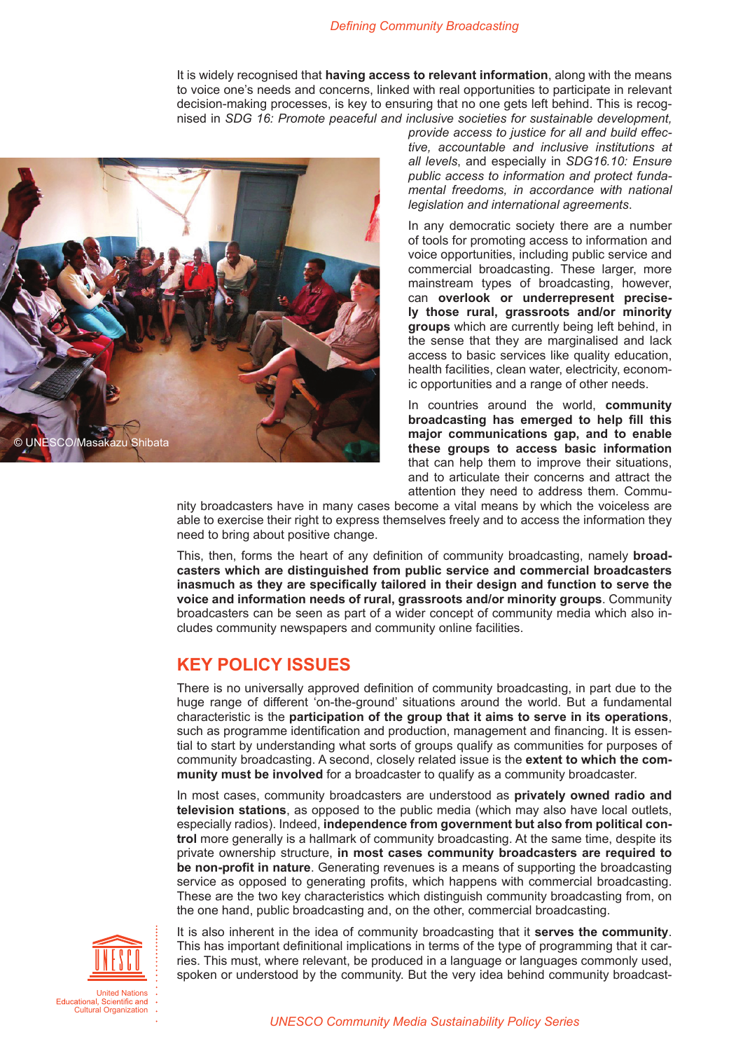It is widely recognised that **having access to relevant information**, along with the means to voice one's needs and concerns, linked with real opportunities to participate in relevant decision-making processes, is key to ensuring that no one gets left behind. This is recognised in *SDG 16: Promote peaceful and inclusive societies for sustainable development, provide access to justice for all and build effective, accountable and inclusive institutions at all levels*, and especially in *SDG16.10: Ensure public access to information and protect fundamental freedoms, in accordance with national legislation and international agreements*.

© UNESCO/Masakazu Shibata

In any democratic society there are a number of tools for promoting access to information and voice opportunities, including public service and commercial broadcasting. These larger, more mainstream types of broadcasting, however, can **overlook or underrepresent precisely those rural, grassroots and/or minority groups** which are currently being left behind, in the sense that they are marginalised and lack access to basic services like quality education, health facilities, clean water, electricity, economic opportunities and a range of other needs.

In countries around the world, **community broadcasting has emerged to help fill this major communications gap, and to enable these groups to access basic information** that can help them to improve their situations, and to articulate their concerns and attract the attention they need to address them. Community broadcasters have in many cases become a vital means by which the voiceless are able to exercise their right to express themselves freely and to access the information they need to bring about positive change.

This, then, forms the heart of any definition of community broadcasting, namely **broadcasters which are distinguished from public service and commercial broadcasters inasmuch as they are specifically tailored in their design and function to serve the voice and information needs of rural, grassroots and/or minority groups**. Community broadcasters can be seen as part of a wider concept of community media which also includes community newspapers and community online facilities.

## KEY POLICY ISSUES

There is no universally approved definition of community broadcasting, in part due to the huge range of different 'on-the-ground' situations around the world. But a fundamental characteristic is the **participation of the group that it aims to serve in its operations**, such as programme identification and production, management and financing. It is essential to start by understanding what sorts of groups qualify as communities for purposes of community broadcasting. A second, closely related issue is the **extent to which the community must be involved** for a broadcaster to qualify as a community broadcaster.

In most cases, community broadcasters are understood as **privately owned radio and television stations**, as opposed to the public media (which may also have local outlets, especially radios). Indeed, **independence from government but also from political control** more generally is a hallmark of community broadcasting. At the same time, despite its private ownership structure, **in most cases community broadcasters are required to be non-profit in nature**. Generating revenues is a means of supporting the broadcasting service as opposed to generating profits, which happens with commercial broadcasting. These are the two key characteristics which distinguish community broadcasting from, on the one hand, public broadcasting and, on the other, commercial broadcasting.

It is also inherent in the idea of community broadcasting that it **serves the community**. This has important definitional implications in terms of the type of programming that it carries. This must, where relevant, be produced in a language or languages commonly used, spoken or understood by the community. But the very idea behind community broadcast-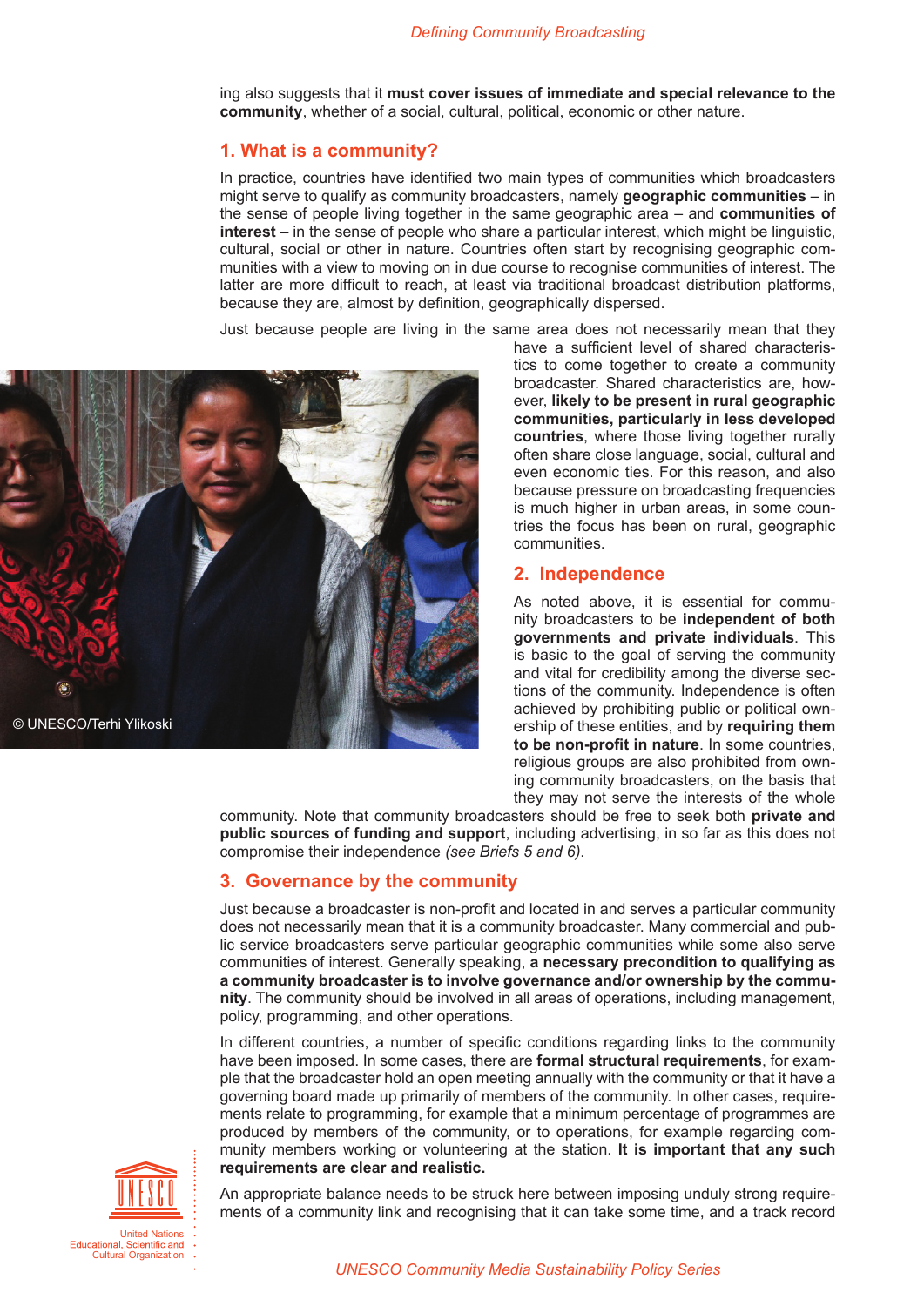ing also suggests that it **must cover issues of immediate and special relevance to the community**, whether of a social, cultural, political, economic or other nature.

## 1. What is a community?

In practice, countries have identified two main types of communities which broadcasters might serve to qualify as community broadcasters, namely **geographic communities** – in the sense of people living together in the same geographic area – and **communities of interest** – in the sense of people who share a particular interest, which might be linguistic, cultural, social or other in nature. Countries often start by recognising geographic communities with a view to moving on in due course to recognise communities of interest. The latter are more difficult to reach, at least via traditional broadcast distribution platforms, because they are, almost by definition, geographically dispersed.

Just because people are living in the same area does not necessarily mean that they have a sufficient level of shared characteristics to come together to create a community broadcaster. Shared characteristics are, however, **likely to be present in rural geographic communities, particularly in less developed countries**, where those living together rurally often share close language, social, cultural and even economic ties. For this reason, and also because pressure on broadcasting frequencies is much higher in urban areas, in some countries the focus has been on rural, geographic communities.

© UNESCO/Terhi Ylikoski

## 2. Independence

As noted above, it is essential for community broadcasters to be **independent of both governments and private individuals**. This is basic to the goal of serving the community and vital for credibility among the diverse sections of the community. Independence is often achieved by prohibiting public or political ownership of these entities, and by **requiring them to be non-profit in nature**. In some countries, religious groups are also prohibited from owning community broadcasters, on the basis that they may not serve the interests of the whole community. Note that community broadcasters should be free to seek both **private and public sources of funding and support**, including advertising, in so far as this does not compromise their independence *(see Briefs 5 and 6)*.

## 3. Governance by the community

Just because a broadcaster is non-profit and located in and serves a particular community does not necessarily mean that it is a community broadcaster. Many commercial and public service broadcasters serve particular geographic communities while some also serve communities of interest. Generally speaking, **a necessary precondition to qualifying as a community broadcaster is to involve governance and/or ownership by the community**. The community should be involved in all areas of operations, including management, policy, programming, and other operations.

In different countries, a number of specific conditions regarding links to the community have been imposed. In some cases, there are **formal structural requirements**, for example that the broadcaster hold an open meeting annually with the community or that it have a governing board made up primarily of members of the community. In other cases, requirements relate to programming, for example that a minimum percentage of programmes are produced by members of the community, or to operations, for example regarding community members working or volunteering at the station. **It is important that any such requirements are clear and realistic.**

An appropriate balance needs to be struck here between imposing unduly strong requirements of a community link and recognising that it can take some time, and a track record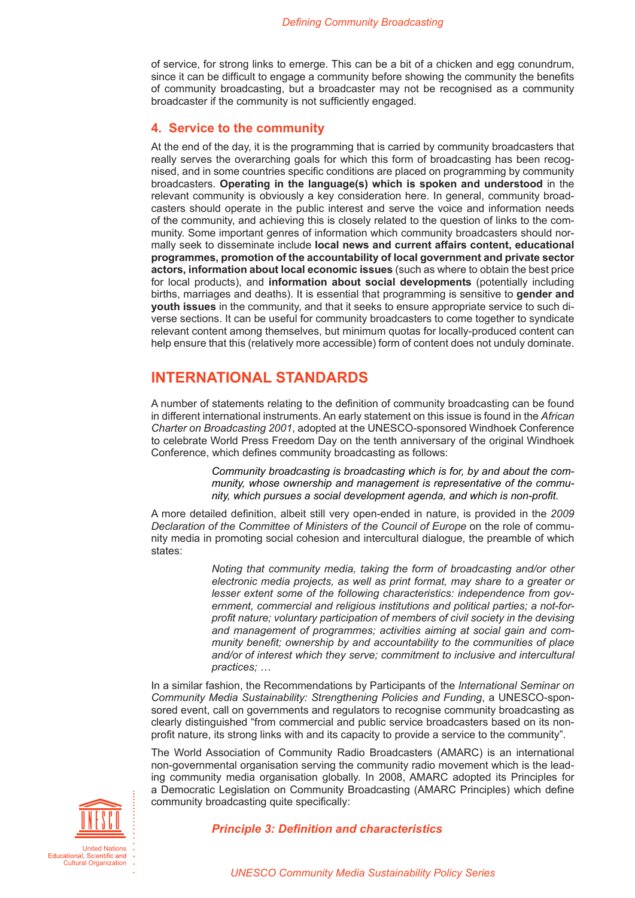of service, for strong links to emerge. This can be a bit of a chicken and egg conundrum, since it can be difficult to engage a community before showing the community the benefits of community broadcasting, but a broadcaster may not be recognised as a community broadcaster if the community is not sufficiently engaged.

### 4. Service to the community

At the end of the day, it is the programming that is carried by community broadcasters that really serves the overarching goals for which this form of broadcasting has been recognised, and in some countries specific conditions are placed on programming by community broadcasters. **Operating in the language(s) which is spoken and understood** in the relevant community is obviously a key consideration here. In general, community broadcasters should operate in the public interest and serve the voice and information needs of the community, and achieving this is closely related to the question of links to the community. Some important genres of information which community broadcasters should normally seek to disseminate include **local news and current affairs content, educational programmes, promotion of the accountability of local government and private sector actors, information about local economic issues** (such as where to obtain the best price for local products), and **information about social developments** (potentially including births, marriages and deaths). It is essential that programming is sensitive to **gender and youth issues** in the community, and that it seeks to ensure appropriate service to such diverse sections. It can be useful for community broadcasters to come together to syndicate relevant content among themselves, but minimum quotas for locally-produced content can help ensure that this (relatively more accessible) form of content does not unduly dominate.

## INTERNATIONAL STANDARDS

A number of statements relating to the definition of community broadcasting can be found in different international instruments. An early statement on this issue is found in the *African Charter on Broadcasting 2001*, adopted at the UNESCO-sponsored Windhoek Conference to celebrate World Press Freedom Day on the tenth anniversary of the original Windhoek Conference, which defines community broadcasting as follows:

> *Community broadcasting is broadcasting which is for, by and about the community, whose ownership and management is representative of the community, which pursues a social development agenda, and which is non-profit.*

A more detailed definition, albeit still very open-ended in nature, is provided in the *2009 Declaration of the Committee of Ministers of the Council of Europe* on the role of community media in promoting social cohesion and intercultural dialogue, the preamble of which states:

> *Noting that community media, taking the form of broadcasting and/or other electronic media projects, as well as print format, may share to a greater or lesser extent some of the following characteristics: independence from government, commercial and religious institutions and political parties; a not-for-profit nature; voluntary participation of members of civil society in the devising and management of programmes; activities aiming at social gain and community benefit; ownership by and accountability to the communities of place and/or of interest which they serve; commitment to inclusive and intercultural practices; …*

In a similar fashion, the Recommendations by Participants of the *International Seminar on Community Media Sustainability: Strengthening Policies and Funding*, a UNESCO-sponsored event, call on governments and regulators to recognise community broadcasting as clearly distinguished "from commercial and public service broadcasters based on its non-profit nature, its strong links with and its capacity to provide a service to the community".

The World Association of Community Radio Broadcasters (AMARC) is an international non-governmental organisation serving the community radio movement which is the leading community media organisation globally. In 2008, AMARC adopted its Principles for a Democratic Legislation on Community Broadcasting (AMARC Principles) which define community broadcasting quite specifically:

> ***Principle 3: Definition and characteristics***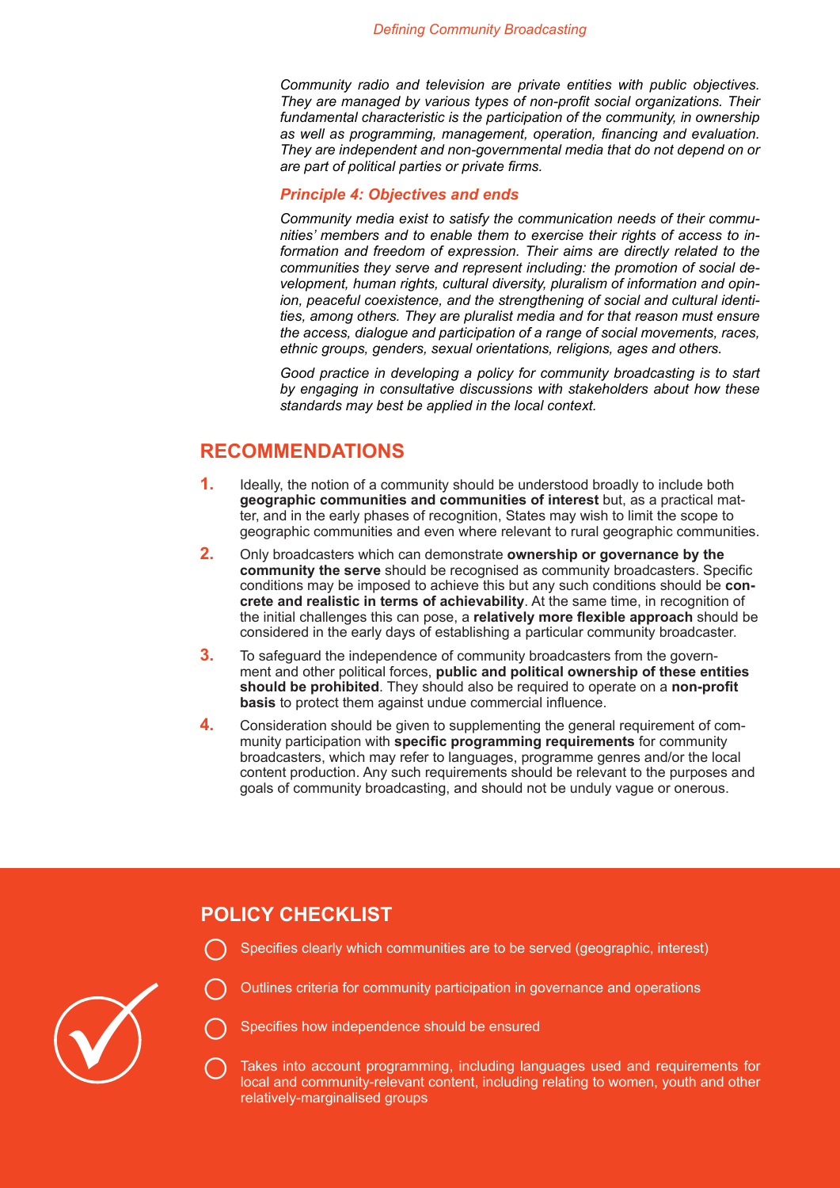*Community radio and television are private entities with public objectives. They are managed by various types of non-profit social organizations. Their fundamental characteristic is the participation of the community, in ownership as well as programming, management, operation, financing and evaluation. They are independent and non-governmental media that do not depend on or are part of political parties or private firms.*

***Principle 4: Objectives and ends***

*Community media exist to satisfy the communication needs of their communities' members and to enable them to exercise their rights of access to information and freedom of expression. Their aims are directly related to the communities they serve and represent including: the promotion of social development, human rights, cultural diversity, pluralism of information and opinion, peaceful coexistence, and the strengthening of social and cultural identities, among others. They are pluralist media and for that reason must ensure the access, dialogue and participation of a range of social movements, races, ethnic groups, genders, sexual orientations, religions, ages and others.*

*Good practice in developing a policy for community broadcasting is to start by engaging in consultative discussions with stakeholders about how these standards may best be applied in the local context.*

## RECOMMENDATIONS

1. Ideally, the notion of a community should be understood broadly to include both **geographic communities and communities of interest** but, as a practical matter, and in the early phases of recognition, States may wish to limit the scope to geographic communities and even where relevant to rural geographic communities.
2. Only broadcasters which can demonstrate **ownership or governance by the community the serve** should be recognised as community broadcasters. Specific conditions may be imposed to achieve this but any such conditions should be **concrete and realistic in terms of achievability**. At the same time, in recognition of the initial challenges this can pose, a **relatively more flexible approach** should be considered in the early days of establishing a particular community broadcaster.
3. To safeguard the independence of community broadcasters from the government and other political forces, **public and political ownership of these entities should be prohibited**. They should also be required to operate on a **non-profit basis** to protect them against undue commercial influence.
4. Consideration should be given to supplementing the general requirement of community participation with **specific programming requirements** for community broadcasters, which may refer to languages, programme genres and/or the local content production. Any such requirements should be relevant to the purposes and goals of community broadcasting, and should not be unduly vague or onerous.

## POLICY CHECKLIST

- ◯ Specifies clearly which communities are to be served (geographic, interest)
- ◯ Outlines criteria for community participation in governance and operations
- ◯ Specifies how independence should be ensured
- ◯ Takes into account programming, including languages used and requirements for local and community-relevant content, including relating to women, youth and other relatively-marginalised groups